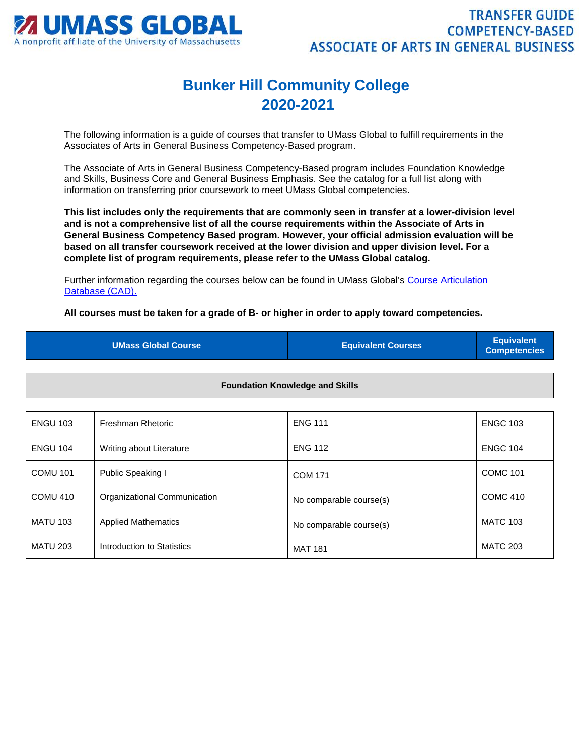UMASS GLOBAL
A nonprofit affiliate of the University of Massachusetts

TRANSFER GUIDE
COMPETENCY-BASED
ASSOCIATE OF ARTS IN GENERAL BUSINESS

# Bunker Hill Community College
## 2020-2021

The following information is a guide of courses that transfer to UMass Global to fulfill requirements in the Associates of Arts in General Business Competency-Based program.

The Associate of Arts in General Business Competency-Based program includes Foundation Knowledge and Skills, Business Core and General Business Emphasis. See the catalog for a full list along with information on transferring prior coursework to meet UMass Global competencies.

**This list includes only the requirements that are commonly seen in transfer at a lower-division level and is not a comprehensive list of all the course requirements within the Associate of Arts in General Business Competency Based program. However, your official admission evaluation will be based on all transfer coursework received at the lower division and upper division level. For a complete list of program requirements, please refer to the UMass Global catalog.**

Further information regarding the courses below can be found in UMass Global's Course Articulation Database (CAD).

**All courses must be taken for a grade of B- or higher in order to apply toward competencies.**

| UMass Global Course | | Equivalent Courses | Equivalent Competencies |
|---|---|---|---|
| **Foundation Knowledge and Skills** | | | |
| ENGU 103 | Freshman Rhetoric | ENG 111 | ENGC 103 |
| ENGU 104 | Writing about Literature | ENG 112 | ENGC 104 |
| COMU 101 | Public Speaking I | COM 171 | COMC 101 |
| COMU 410 | Organizational Communication | No comparable course(s) | COMC 410 |
| MATU 103 | Applied Mathematics | No comparable course(s) | MATC 103 |
| MATU 203 | Introduction to Statistics | MAT 181 | MATC 203 |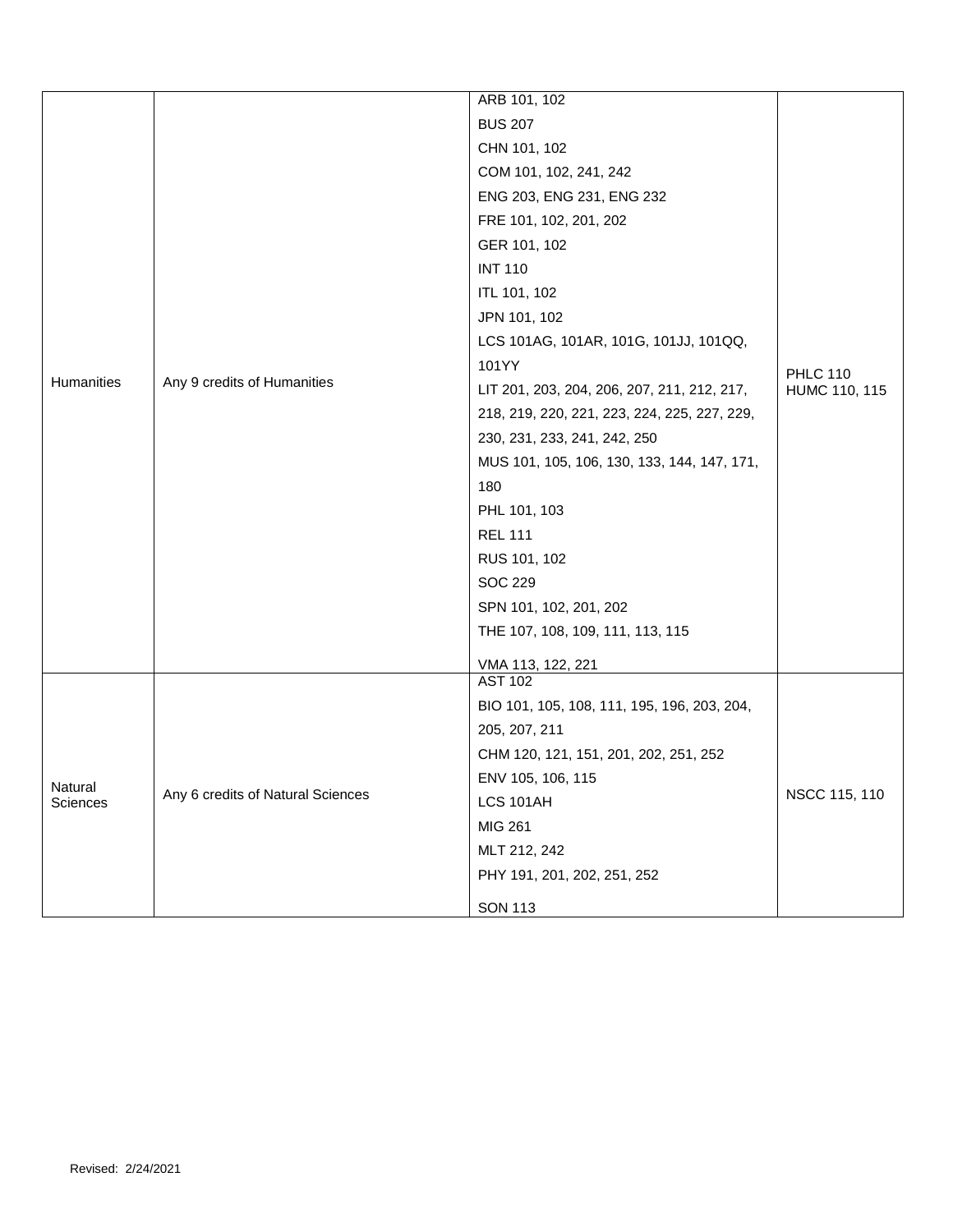| | | | |
|---|---|---|---|
| Humanities | Any 9 credits of Humanities | ARB 101, 102<br>BUS 207<br>CHN 101, 102<br>COM 101, 102, 241, 242<br>ENG 203, ENG 231, ENG 232<br>FRE 101, 102, 201, 202<br>GER 101, 102<br>INT 110<br>ITL 101, 102<br>JPN 101, 102<br>LCS 101AG, 101AR, 101G, 101JJ, 101QQ, 101YY<br>LIT 201, 203, 204, 206, 207, 211, 212, 217, 218, 219, 220, 221, 223, 224, 225, 227, 229, 230, 231, 233, 241, 242, 250<br>MUS 101, 105, 106, 130, 133, 144, 147, 171, 180<br>PHL 101, 103<br>REL 111<br>RUS 101, 102<br>SOC 229<br>SPN 101, 102, 201, 202<br>THE 107, 108, 109, 111, 113, 115<br>VMA 113, 122, 221 | PHLC 110<br>HUMC 110, 115 |
| Natural Sciences | Any 6 credits of Natural Sciences | AST 102<br>BIO 101, 105, 108, 111, 195, 196, 203, 204, 205, 207, 211<br>CHM 120, 121, 151, 201, 202, 251, 252<br>ENV 105, 106, 115<br>LCS 101AH<br>MIG 261<br>MLT 212, 242<br>PHY 191, 201, 202, 251, 252<br>SON 113 | NSCC 115, 110 |

Revised: 2/24/2021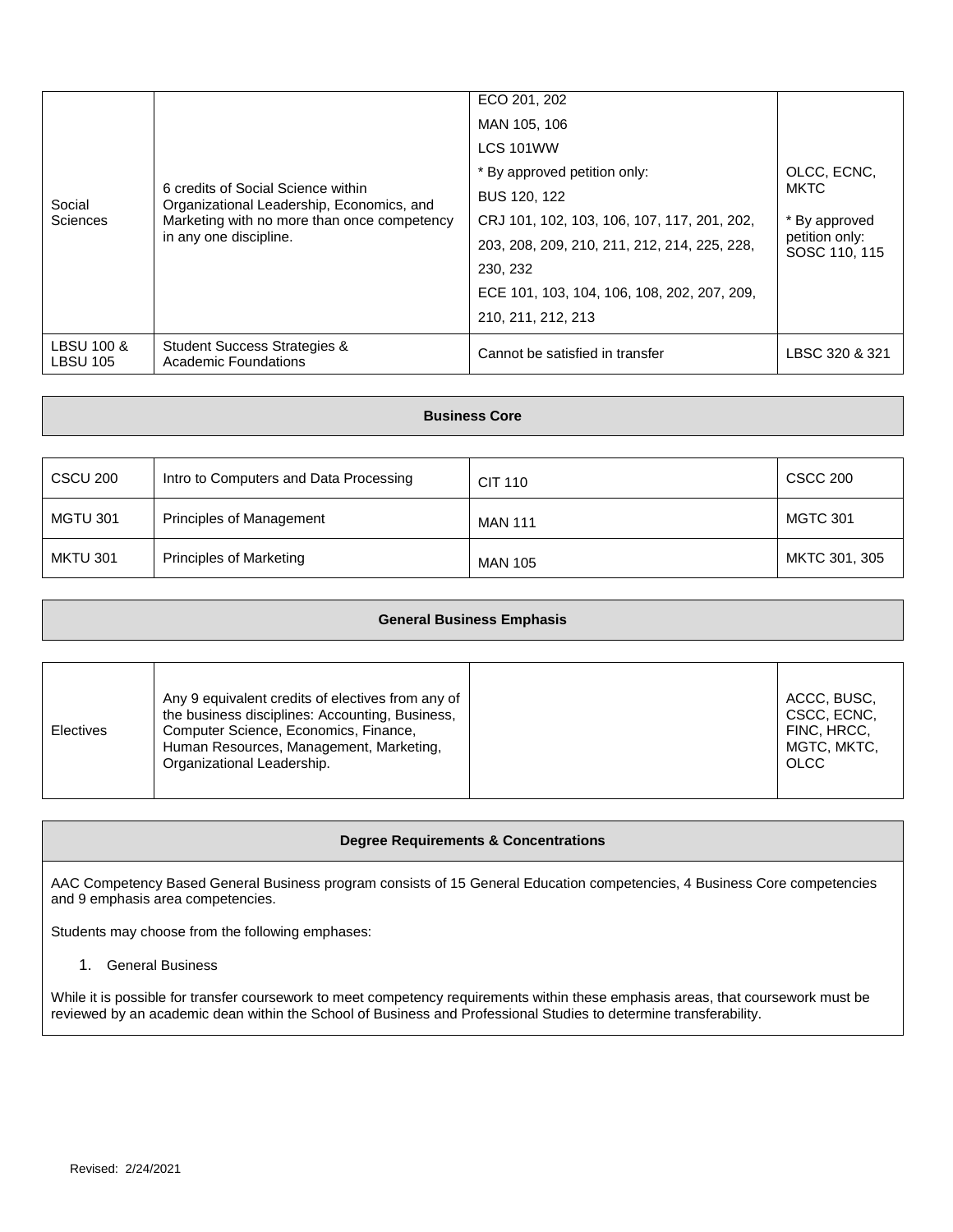| | | | |
|---|---|---|---|
| Social Sciences | 6 credits of Social Science within Organizational Leadership, Economics, and Marketing with no more than once competency in any one discipline. | ECO 201, 202<br>MAN 105, 106<br>LCS 101WW<br>* By approved petition only:<br>BUS 120, 122<br>CRJ 101, 102, 103, 106, 107, 117, 201, 202, 203, 208, 209, 210, 211, 212, 214, 225, 228, 230, 232<br>ECE 101, 103, 104, 106, 108, 202, 207, 209, 210, 211, 212, 213 | OLCC, ECNC, MKTC<br>* By approved petition only: SOSC 110, 115 |
| LBSU 100 & LBSU 105 | Student Success Strategies & Academic Foundations | Cannot be satisfied in transfer | LBSC 320 & 321 |

**Business Core**

| | | | |
|---|---|---|---|
| CSCU 200 | Intro to Computers and Data Processing | CIT 110 | CSCC 200 |
| MGTU 301 | Principles of Management | MAN 111 | MGTC 301 |
| MKTU 301 | Principles of Marketing | MAN 105 | MKTC 301, 305 |

**General Business Emphasis**

| | | | |
|---|---|---|---|
| Electives | Any 9 equivalent credits of electives from any of the business disciplines: Accounting, Business, Computer Science, Economics, Finance, Human Resources, Management, Marketing, Organizational Leadership. | | ACCC, BUSC, CSCC, ECNC, FINC, HRCC, MGTC, MKTC, OLCC |

**Degree Requirements & Concentrations**

AAC Competency Based General Business program consists of 15 General Education competencies, 4 Business Core competencies and 9 emphasis area competencies.

Students may choose from the following emphases:

1. General Business

While it is possible for transfer coursework to meet competency requirements within these emphasis areas, that coursework must be reviewed by an academic dean within the School of Business and Professional Studies to determine transferability.

Revised: 2/24/2021